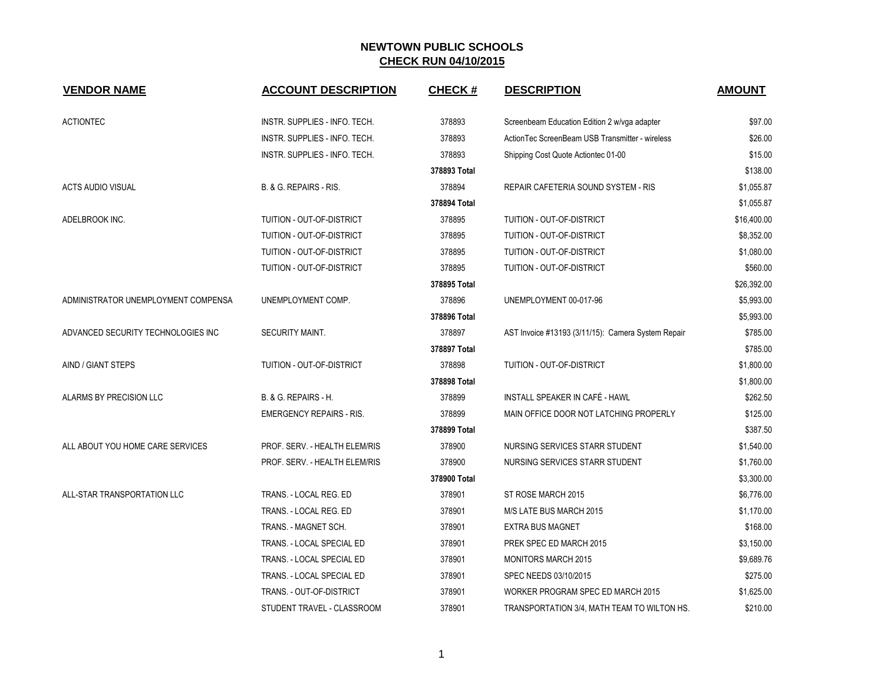# NEWTOWN PUBLIC SCHOOLS

## CHECK RUN 04/10/2015

| VENDOR NAME | ACCOUNT DESCRIPTION | CHECK # | DESCRIPTION | AMOUNT |
|---|---|---|---|---|
| ACTIONTEC | INSTR. SUPPLIES - INFO. TECH. | 378893 | Screenbeam Education Edition 2 w/vga adapter | $97.00 |
| | INSTR. SUPPLIES - INFO. TECH. | 378893 | ActionTec ScreenBeam USB Transmitter - wireless | $26.00 |
| | INSTR. SUPPLIES - INFO. TECH. | 378893 | Shipping Cost Quote Actiontec 01-00 | $15.00 |
| | | **378893 Total** | | $138.00 |
| ACTS AUDIO VISUAL | B. & G. REPAIRS - RIS. | 378894 | REPAIR CAFETERIA SOUND SYSTEM - RIS | $1,055.87 |
| | | **378894 Total** | | $1,055.87 |
| ADELBROOK INC. | TUITION - OUT-OF-DISTRICT | 378895 | TUITION - OUT-OF-DISTRICT | $16,400.00 |
| | TUITION - OUT-OF-DISTRICT | 378895 | TUITION - OUT-OF-DISTRICT | $8,352.00 |
| | TUITION - OUT-OF-DISTRICT | 378895 | TUITION - OUT-OF-DISTRICT | $1,080.00 |
| | TUITION - OUT-OF-DISTRICT | 378895 | TUITION - OUT-OF-DISTRICT | $560.00 |
| | | **378895 Total** | | $26,392.00 |
| ADMINISTRATOR UNEMPLOYMENT COMPENSA | UNEMPLOYMENT COMP. | 378896 | UNEMPLOYMENT 00-017-96 | $5,993.00 |
| | | **378896 Total** | | $5,993.00 |
| ADVANCED SECURITY TECHNOLOGIES INC | SECURITY MAINT. | 378897 | AST Invoice #13193 (3/11/15): Camera System Repair | $785.00 |
| | | **378897 Total** | | $785.00 |
| AIND / GIANT STEPS | TUITION - OUT-OF-DISTRICT | 378898 | TUITION - OUT-OF-DISTRICT | $1,800.00 |
| | | **378898 Total** | | $1,800.00 |
| ALARMS BY PRECISION LLC | B. & G. REPAIRS - H. | 378899 | INSTALL SPEAKER IN CAFÉ - HAWL | $262.50 |
| | EMERGENCY REPAIRS - RIS. | 378899 | MAIN OFFICE DOOR NOT LATCHING PROPERLY | $125.00 |
| | | **378899 Total** | | $387.50 |
| ALL ABOUT YOU HOME CARE SERVICES | PROF. SERV. - HEALTH ELEM/RIS | 378900 | NURSING SERVICES STARR STUDENT | $1,540.00 |
| | PROF. SERV. - HEALTH ELEM/RIS | 378900 | NURSING SERVICES STARR STUDENT | $1,760.00 |
| | | **378900 Total** | | $3,300.00 |
| ALL-STAR TRANSPORTATION LLC | TRANS. - LOCAL REG. ED | 378901 | ST ROSE MARCH 2015 | $6,776.00 |
| | TRANS. - LOCAL REG. ED | 378901 | M/S LATE BUS MARCH 2015 | $1,170.00 |
| | TRANS. - MAGNET SCH. | 378901 | EXTRA BUS MAGNET | $168.00 |
| | TRANS. - LOCAL SPECIAL ED | 378901 | PREK SPEC ED MARCH 2015 | $3,150.00 |
| | TRANS. - LOCAL SPECIAL ED | 378901 | MONITORS MARCH 2015 | $9,689.76 |
| | TRANS. - LOCAL SPECIAL ED | 378901 | SPEC NEEDS 03/10/2015 | $275.00 |
| | TRANS. - OUT-OF-DISTRICT | 378901 | WORKER PROGRAM SPEC ED MARCH 2015 | $1,625.00 |
| | STUDENT TRAVEL - CLASSROOM | 378901 | TRANSPORTATION 3/4, MATH TEAM TO WILTON HS. | $210.00 |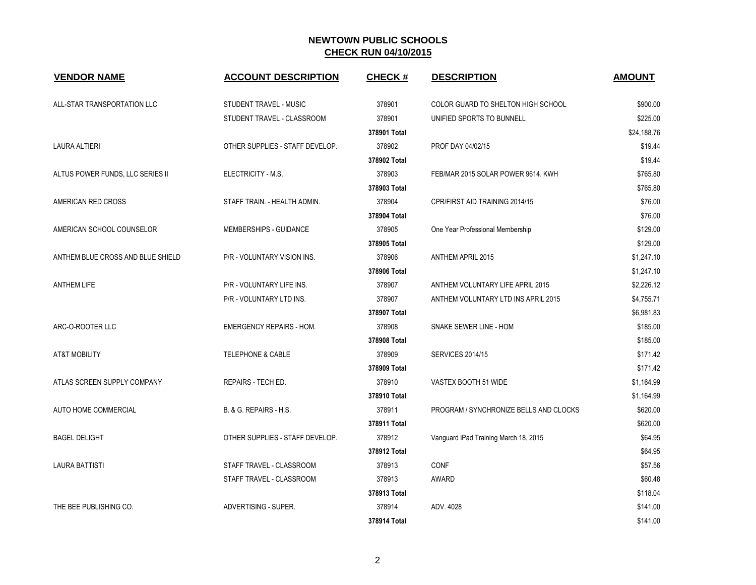## NEWTOWN PUBLIC SCHOOLS
## CHECK RUN 04/10/2015

| VENDOR NAME | ACCOUNT DESCRIPTION | CHECK # | DESCRIPTION | AMOUNT |
|---|---|---|---|---|
| ALL-STAR TRANSPORTATION LLC | STUDENT TRAVEL - MUSIC | 378901 | COLOR GUARD TO SHELTON HIGH SCHOOL | $900.00 |
| | STUDENT TRAVEL - CLASSROOM | 378901 | UNIFIED SPORTS TO BUNNELL | $225.00 |
| | | **378901 Total** | | $24,188.76 |
| LAURA ALTIERI | OTHER SUPPLIES - STAFF DEVELOP. | 378902 | PROF DAY 04/02/15 | $19.44 |
| | | **378902 Total** | | $19.44 |
| ALTUS POWER FUNDS, LLC SERIES II | ELECTRICITY - M.S. | 378903 | FEB/MAR 2015 SOLAR POWER 9614. KWH | $765.80 |
| | | **378903 Total** | | $765.80 |
| AMERICAN RED CROSS | STAFF TRAIN. - HEALTH ADMIN. | 378904 | CPR/FIRST AID TRAINING 2014/15 | $76.00 |
| | | **378904 Total** | | $76.00 |
| AMERICAN SCHOOL COUNSELOR | MEMBERSHIPS - GUIDANCE | 378905 | One Year Professional Membership | $129.00 |
| | | **378905 Total** | | $129.00 |
| ANTHEM BLUE CROSS AND BLUE SHIELD | P/R - VOLUNTARY VISION INS. | 378906 | ANTHEM APRIL 2015 | $1,247.10 |
| | | **378906 Total** | | $1,247.10 |
| ANTHEM LIFE | P/R - VOLUNTARY LIFE INS. | 378907 | ANTHEM VOLUNTARY LIFE APRIL 2015 | $2,226.12 |
| | P/R - VOLUNTARY LTD INS. | 378907 | ANTHEM VOLUNTARY LTD INS APRIL 2015 | $4,755.71 |
| | | **378907 Total** | | $6,981.83 |
| ARC-O-ROOTER LLC | EMERGENCY REPAIRS - HOM. | 378908 | SNAKE SEWER LINE - HOM | $185.00 |
| | | **378908 Total** | | $185.00 |
| AT&T MOBILITY | TELEPHONE & CABLE | 378909 | SERVICES 2014/15 | $171.42 |
| | | **378909 Total** | | $171.42 |
| ATLAS SCREEN SUPPLY COMPANY | REPAIRS - TECH ED. | 378910 | VASTEX BOOTH 51 WIDE | $1,164.99 |
| | | **378910 Total** | | $1,164.99 |
| AUTO HOME COMMERCIAL | B. & G. REPAIRS - H.S. | 378911 | PROGRAM / SYNCHRONIZE BELLS AND CLOCKS | $620.00 |
| | | **378911 Total** | | $620.00 |
| BAGEL DELIGHT | OTHER SUPPLIES - STAFF DEVELOP. | 378912 | Vanguard iPad Training March 18, 2015 | $64.95 |
| | | **378912 Total** | | $64.95 |
| LAURA BATTISTI | STAFF TRAVEL - CLASSROOM | 378913 | CONF | $57.56 |
| | STAFF TRAVEL - CLASSROOM | 378913 | AWARD | $60.48 |
| | | **378913 Total** | | $118.04 |
| THE BEE PUBLISHING CO. | ADVERTISING - SUPER. | 378914 | ADV. 4028 | $141.00 |
| | | **378914 Total** | | $141.00 |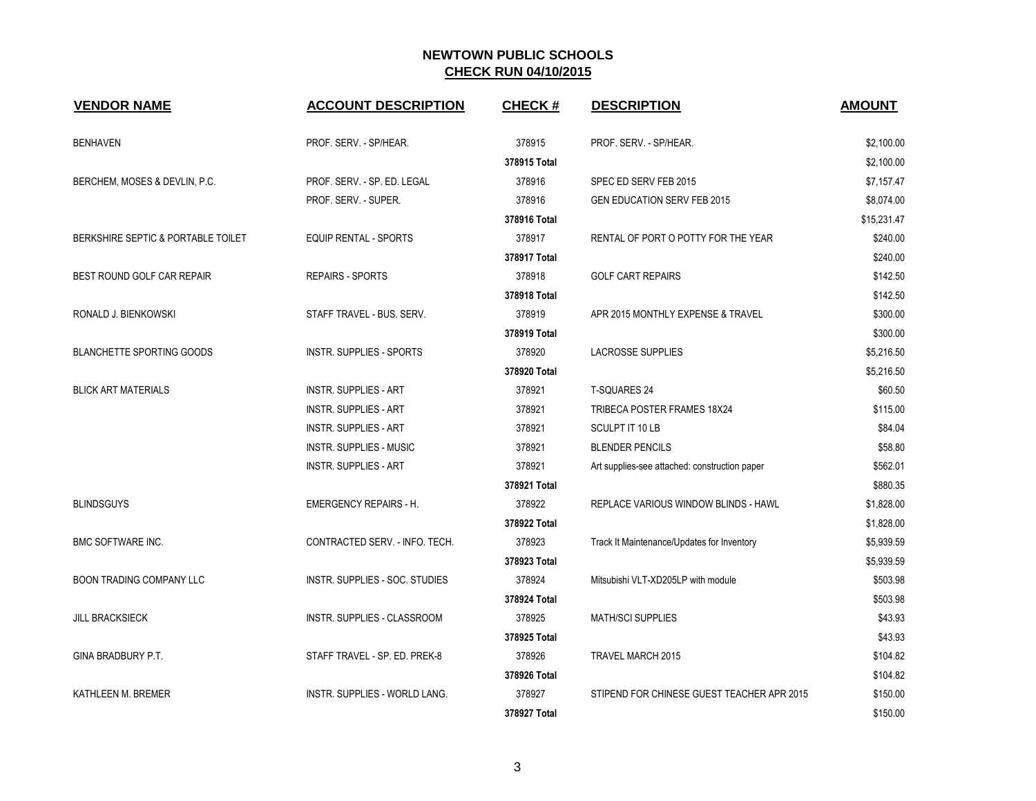## NEWTOWN PUBLIC SCHOOLS
## CHECK RUN 04/10/2015

| VENDOR NAME | ACCOUNT DESCRIPTION | CHECK # | DESCRIPTION | AMOUNT |
|---|---|---|---|---|
| BENHAVEN | PROF. SERV. - SP/HEAR. | 378915 | PROF. SERV. - SP/HEAR. | $2,100.00 |
| | | 378915 Total | | $2,100.00 |
| BERCHEM, MOSES & DEVLIN, P.C. | PROF. SERV. - SP. ED. LEGAL | 378916 | SPEC ED SERV FEB 2015 | $7,157.47 |
| | PROF. SERV. - SUPER. | 378916 | GEN EDUCATION SERV FEB 2015 | $8,074.00 |
| | | 378916 Total | | $15,231.47 |
| BERKSHIRE SEPTIC & PORTABLE TOILET | EQUIP RENTAL - SPORTS | 378917 | RENTAL OF PORT O POTTY FOR THE YEAR | $240.00 |
| | | 378917 Total | | $240.00 |
| BEST ROUND GOLF CAR REPAIR | REPAIRS - SPORTS | 378918 | GOLF CART REPAIRS | $142.50 |
| | | 378918 Total | | $142.50 |
| RONALD J. BIENKOWSKI | STAFF TRAVEL - BUS. SERV. | 378919 | APR 2015 MONTHLY EXPENSE & TRAVEL | $300.00 |
| | | 378919 Total | | $300.00 |
| BLANCHETTE SPORTING GOODS | INSTR. SUPPLIES - SPORTS | 378920 | LACROSSE SUPPLIES | $5,216.50 |
| | | 378920 Total | | $5,216.50 |
| BLICK ART MATERIALS | INSTR. SUPPLIES - ART | 378921 | T-SQUARES 24 | $60.50 |
| | INSTR. SUPPLIES - ART | 378921 | TRIBECA POSTER FRAMES 18X24 | $115.00 |
| | INSTR. SUPPLIES - ART | 378921 | SCULPT IT 10 LB | $84.04 |
| | INSTR. SUPPLIES - MUSIC | 378921 | BLENDER PENCILS | $58.80 |
| | INSTR. SUPPLIES - ART | 378921 | Art supplies-see attached: construction paper | $562.01 |
| | | 378921 Total | | $880.35 |
| BLINDSGUYS | EMERGENCY REPAIRS - H. | 378922 | REPLACE VARIOUS WINDOW BLINDS - HAWL | $1,828.00 |
| | | 378922 Total | | $1,828.00 |
| BMC SOFTWARE INC. | CONTRACTED SERV. - INFO. TECH. | 378923 | Track It Maintenance/Updates for Inventory | $5,939.59 |
| | | 378923 Total | | $5,939.59 |
| BOON TRADING COMPANY LLC | INSTR. SUPPLIES - SOC. STUDIES | 378924 | Mitsubishi VLT-XD205LP with module | $503.98 |
| | | 378924 Total | | $503.98 |
| JILL BRACKSIECK | INSTR. SUPPLIES - CLASSROOM | 378925 | MATH/SCI SUPPLIES | $43.93 |
| | | 378925 Total | | $43.93 |
| GINA BRADBURY P.T. | STAFF TRAVEL - SP. ED. PREK-8 | 378926 | TRAVEL MARCH 2015 | $104.82 |
| | | 378926 Total | | $104.82 |
| KATHLEEN M. BREMER | INSTR. SUPPLIES - WORLD LANG. | 378927 | STIPEND FOR CHINESE GUEST TEACHER APR 2015 | $150.00 |
| | | 378927 Total | | $150.00 |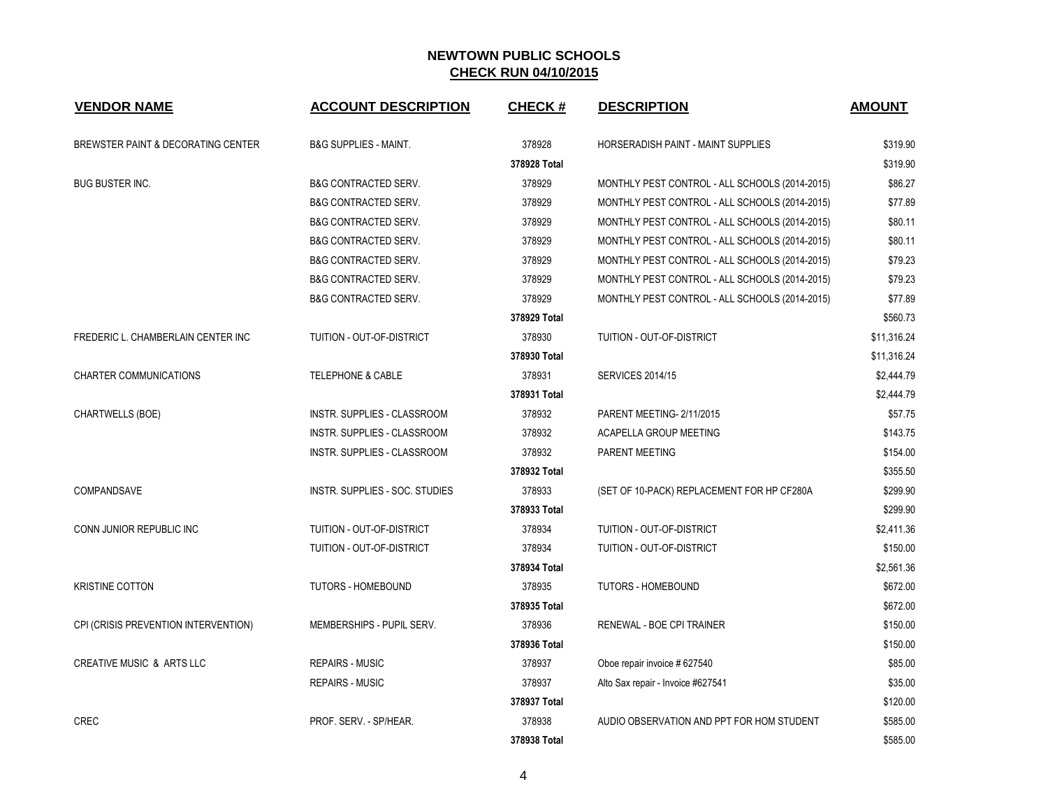## NEWTOWN PUBLIC SCHOOLS
## CHECK RUN 04/10/2015

| VENDOR NAME | ACCOUNT DESCRIPTION | CHECK # | DESCRIPTION | AMOUNT |
|---|---|---|---|---|
| BREWSTER PAINT & DECORATING CENTER | B&G SUPPLIES - MAINT. | 378928 | HORSERADISH PAINT - MAINT SUPPLIES | $319.90 |
| | | 378928 Total | | $319.90 |
| BUG BUSTER INC. | B&G CONTRACTED SERV. | 378929 | MONTHLY PEST CONTROL - ALL SCHOOLS (2014-2015) | $86.27 |
| | B&G CONTRACTED SERV. | 378929 | MONTHLY PEST CONTROL - ALL SCHOOLS (2014-2015) | $77.89 |
| | B&G CONTRACTED SERV. | 378929 | MONTHLY PEST CONTROL - ALL SCHOOLS (2014-2015) | $80.11 |
| | B&G CONTRACTED SERV. | 378929 | MONTHLY PEST CONTROL - ALL SCHOOLS (2014-2015) | $80.11 |
| | B&G CONTRACTED SERV. | 378929 | MONTHLY PEST CONTROL - ALL SCHOOLS (2014-2015) | $79.23 |
| | B&G CONTRACTED SERV. | 378929 | MONTHLY PEST CONTROL - ALL SCHOOLS (2014-2015) | $79.23 |
| | B&G CONTRACTED SERV. | 378929 | MONTHLY PEST CONTROL - ALL SCHOOLS (2014-2015) | $77.89 |
| | | 378929 Total | | $560.73 |
| FREDERIC L. CHAMBERLAIN CENTER INC | TUITION - OUT-OF-DISTRICT | 378930 | TUITION - OUT-OF-DISTRICT | $11,316.24 |
| | | 378930 Total | | $11,316.24 |
| CHARTER COMMUNICATIONS | TELEPHONE & CABLE | 378931 | SERVICES 2014/15 | $2,444.79 |
| | | 378931 Total | | $2,444.79 |
| CHARTWELLS (BOE) | INSTR. SUPPLIES - CLASSROOM | 378932 | PARENT MEETING- 2/11/2015 | $57.75 |
| | INSTR. SUPPLIES - CLASSROOM | 378932 | ACAPELLA GROUP MEETING | $143.75 |
| | INSTR. SUPPLIES - CLASSROOM | 378932 | PARENT MEETING | $154.00 |
| | | 378932 Total | | $355.50 |
| COMPANDSAVE | INSTR. SUPPLIES - SOC. STUDIES | 378933 | (SET OF 10-PACK) REPLACEMENT FOR HP CF280A | $299.90 |
| | | 378933 Total | | $299.90 |
| CONN JUNIOR REPUBLIC INC | TUITION - OUT-OF-DISTRICT | 378934 | TUITION - OUT-OF-DISTRICT | $2,411.36 |
| | TUITION - OUT-OF-DISTRICT | 378934 | TUITION - OUT-OF-DISTRICT | $150.00 |
| | | 378934 Total | | $2,561.36 |
| KRISTINE COTTON | TUTORS - HOMEBOUND | 378935 | TUTORS - HOMEBOUND | $672.00 |
| | | 378935 Total | | $672.00 |
| CPI (CRISIS PREVENTION INTERVENTION) | MEMBERSHIPS - PUPIL SERV. | 378936 | RENEWAL - BOE CPI TRAINER | $150.00 |
| | | 378936 Total | | $150.00 |
| CREATIVE MUSIC & ARTS LLC | REPAIRS - MUSIC | 378937 | Oboe repair invoice # 627540 | $85.00 |
| | REPAIRS - MUSIC | 378937 | Alto Sax repair - Invoice #627541 | $35.00 |
| | | 378937 Total | | $120.00 |
| CREC | PROF. SERV. - SP/HEAR. | 378938 | AUDIO OBSERVATION AND PPT FOR HOM STUDENT | $585.00 |
| | | 378938 Total | | $585.00 |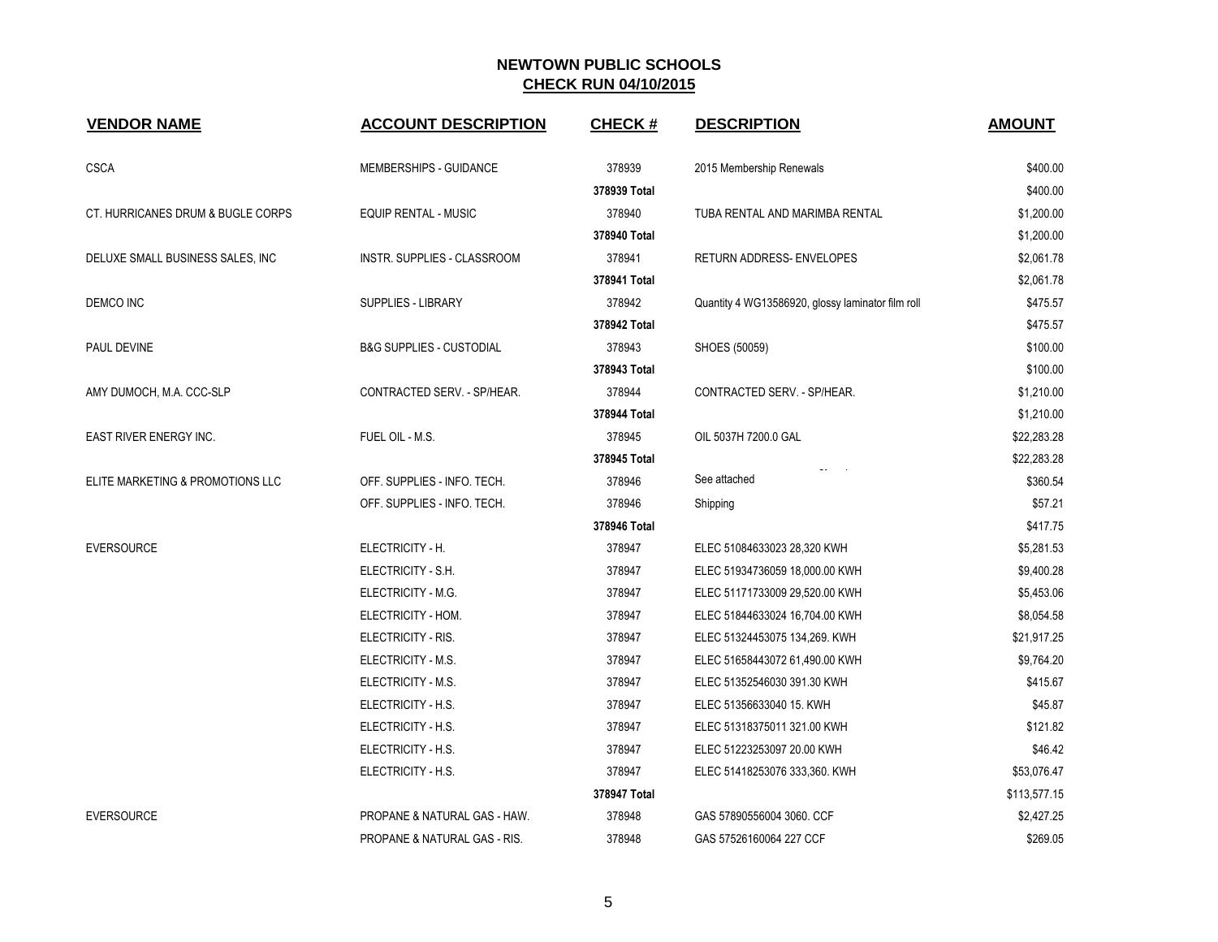# NEWTOWN PUBLIC SCHOOLS

## CHECK RUN 04/10/2015

| VENDOR NAME | ACCOUNT DESCRIPTION | CHECK # | DESCRIPTION | AMOUNT |
|---|---|---|---|---|
| CSCA | MEMBERSHIPS - GUIDANCE | 378939 | 2015 Membership Renewals | $400.00 |
| | | 378939 Total | | $400.00 |
| CT. HURRICANES DRUM & BUGLE CORPS | EQUIP RENTAL - MUSIC | 378940 | TUBA RENTAL AND MARIMBA RENTAL | $1,200.00 |
| | | 378940 Total | | $1,200.00 |
| DELUXE SMALL BUSINESS SALES, INC | INSTR. SUPPLIES - CLASSROOM | 378941 | RETURN ADDRESS- ENVELOPES | $2,061.78 |
| | | 378941 Total | | $2,061.78 |
| DEMCO INC | SUPPLIES - LIBRARY | 378942 | Quantity 4 WG13586920, glossy laminator film roll | $475.57 |
| | | 378942 Total | | $475.57 |
| PAUL DEVINE | B&G SUPPLIES - CUSTODIAL | 378943 | SHOES (50059) | $100.00 |
| | | 378943 Total | | $100.00 |
| AMY DUMOCH, M.A. CCC-SLP | CONTRACTED SERV. - SP/HEAR. | 378944 | CONTRACTED SERV. - SP/HEAR. | $1,210.00 |
| | | 378944 Total | | $1,210.00 |
| EAST RIVER ENERGY INC. | FUEL OIL - M.S. | 378945 | OIL 5037H 7200.0 GAL | $22,283.28 |
| | | 378945 Total | | $22,283.28 |
| ELITE MARKETING & PROMOTIONS LLC | OFF. SUPPLIES - INFO. TECH. | 378946 | See attached | $360.54 |
| | OFF. SUPPLIES - INFO. TECH. | 378946 | Shipping | $57.21 |
| | | 378946 Total | | $417.75 |
| EVERSOURCE | ELECTRICITY - H. | 378947 | ELEC 51084633023 28,320 KWH | $5,281.53 |
| | ELECTRICITY - S.H. | 378947 | ELEC 51934736059 18,000.00 KWH | $9,400.28 |
| | ELECTRICITY - M.G. | 378947 | ELEC 51171733009 29,520.00 KWH | $5,453.06 |
| | ELECTRICITY - HOM. | 378947 | ELEC 51844633024 16,704.00 KWH | $8,054.58 |
| | ELECTRICITY - RIS. | 378947 | ELEC 51324453075 134,269. KWH | $21,917.25 |
| | ELECTRICITY - M.S. | 378947 | ELEC 51658443072 61,490.00 KWH | $9,764.20 |
| | ELECTRICITY - M.S. | 378947 | ELEC 51352546030 391.30 KWH | $415.67 |
| | ELECTRICITY - H.S. | 378947 | ELEC 51356633040 15. KWH | $45.87 |
| | ELECTRICITY - H.S. | 378947 | ELEC 51318375011 321.00 KWH | $121.82 |
| | ELECTRICITY - H.S. | 378947 | ELEC 51223253097 20.00 KWH | $46.42 |
| | ELECTRICITY - H.S. | 378947 | ELEC 51418253076 333,360. KWH | $53,076.47 |
| | | 378947 Total | | $113,577.15 |
| EVERSOURCE | PROPANE & NATURAL GAS - HAW. | 378948 | GAS 57890556004 3060. CCF | $2,427.25 |
| | PROPANE & NATURAL GAS - RIS. | 378948 | GAS 57526160064 227 CCF | $269.05 |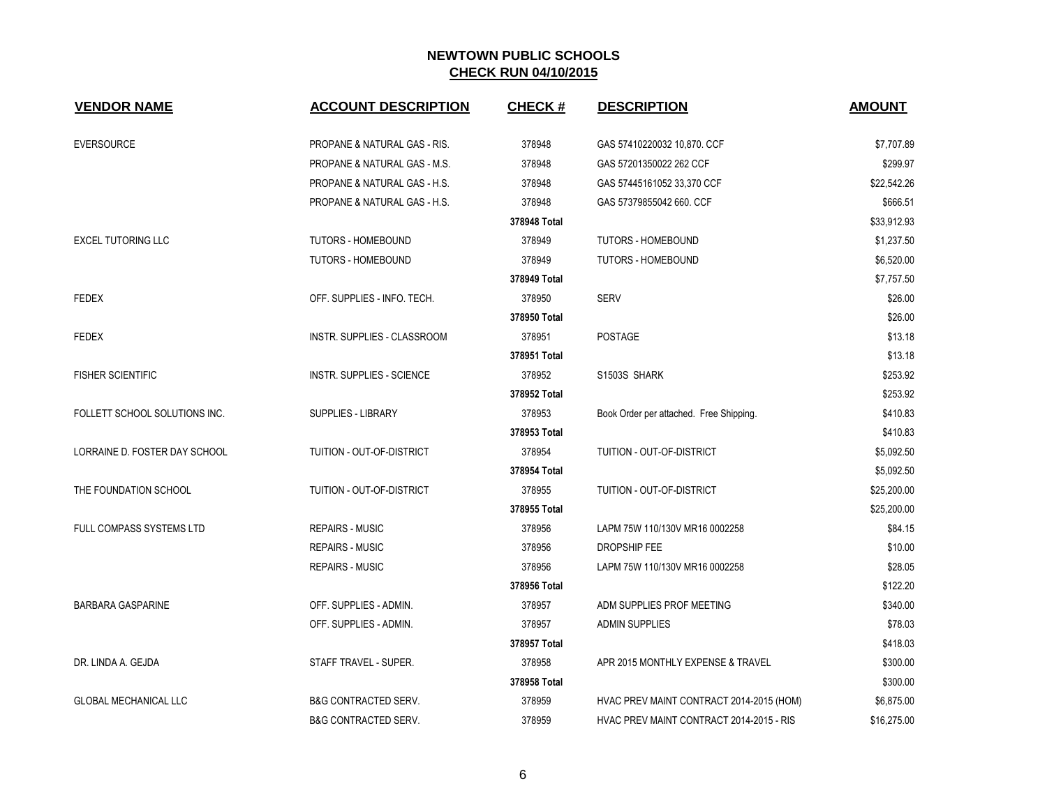# NEWTOWN PUBLIC SCHOOLS

## CHECK RUN 04/10/2015

| VENDOR NAME | ACCOUNT DESCRIPTION | CHECK # | DESCRIPTION | AMOUNT |
|---|---|---|---|---|
| EVERSOURCE | PROPANE & NATURAL GAS - RIS. | 378948 | GAS 57410220032 10,870. CCF | $7,707.89 |
| | PROPANE & NATURAL GAS - M.S. | 378948 | GAS 57201350022 262 CCF | $299.97 |
| | PROPANE & NATURAL GAS - H.S. | 378948 | GAS 57445161052 33,370 CCF | $22,542.26 |
| | PROPANE & NATURAL GAS - H.S. | 378948 | GAS 57379855042 660. CCF | $666.51 |
| | | **378948 Total** | | $33,912.93 |
| EXCEL TUTORING LLC | TUTORS - HOMEBOUND | 378949 | TUTORS - HOMEBOUND | $1,237.50 |
| | TUTORS - HOMEBOUND | 378949 | TUTORS - HOMEBOUND | $6,520.00 |
| | | **378949 Total** | | $7,757.50 |
| FEDEX | OFF. SUPPLIES - INFO. TECH. | 378950 | SERV | $26.00 |
| | | **378950 Total** | | $26.00 |
| FEDEX | INSTR. SUPPLIES - CLASSROOM | 378951 | POSTAGE | $13.18 |
| | | **378951 Total** | | $13.18 |
| FISHER SCIENTIFIC | INSTR. SUPPLIES - SCIENCE | 378952 | S1503S SHARK | $253.92 |
| | | **378952 Total** | | $253.92 |
| FOLLETT SCHOOL SOLUTIONS INC. | SUPPLIES - LIBRARY | 378953 | Book Order per attached. Free Shipping. | $410.83 |
| | | **378953 Total** | | $410.83 |
| LORRAINE D. FOSTER DAY SCHOOL | TUITION - OUT-OF-DISTRICT | 378954 | TUITION - OUT-OF-DISTRICT | $5,092.50 |
| | | **378954 Total** | | $5,092.50 |
| THE FOUNDATION SCHOOL | TUITION - OUT-OF-DISTRICT | 378955 | TUITION - OUT-OF-DISTRICT | $25,200.00 |
| | | **378955 Total** | | $25,200.00 |
| FULL COMPASS SYSTEMS LTD | REPAIRS - MUSIC | 378956 | LAPM 75W 110/130V MR16 0002258 | $84.15 |
| | REPAIRS - MUSIC | 378956 | DROPSHIP FEE | $10.00 |
| | REPAIRS - MUSIC | 378956 | LAPM 75W 110/130V MR16 0002258 | $28.05 |
| | | **378956 Total** | | $122.20 |
| BARBARA GASPARINE | OFF. SUPPLIES - ADMIN. | 378957 | ADM SUPPLIES PROF MEETING | $340.00 |
| | OFF. SUPPLIES - ADMIN. | 378957 | ADMIN SUPPLIES | $78.03 |
| | | **378957 Total** | | $418.03 |
| DR. LINDA A. GEJDA | STAFF TRAVEL - SUPER. | 378958 | APR 2015 MONTHLY EXPENSE & TRAVEL | $300.00 |
| | | **378958 Total** | | $300.00 |
| GLOBAL MECHANICAL LLC | B&G CONTRACTED SERV. | 378959 | HVAC PREV MAINT CONTRACT 2014-2015 (HOM) | $6,875.00 |
| | B&G CONTRACTED SERV. | 378959 | HVAC PREV MAINT CONTRACT 2014-2015 - RIS | $16,275.00 |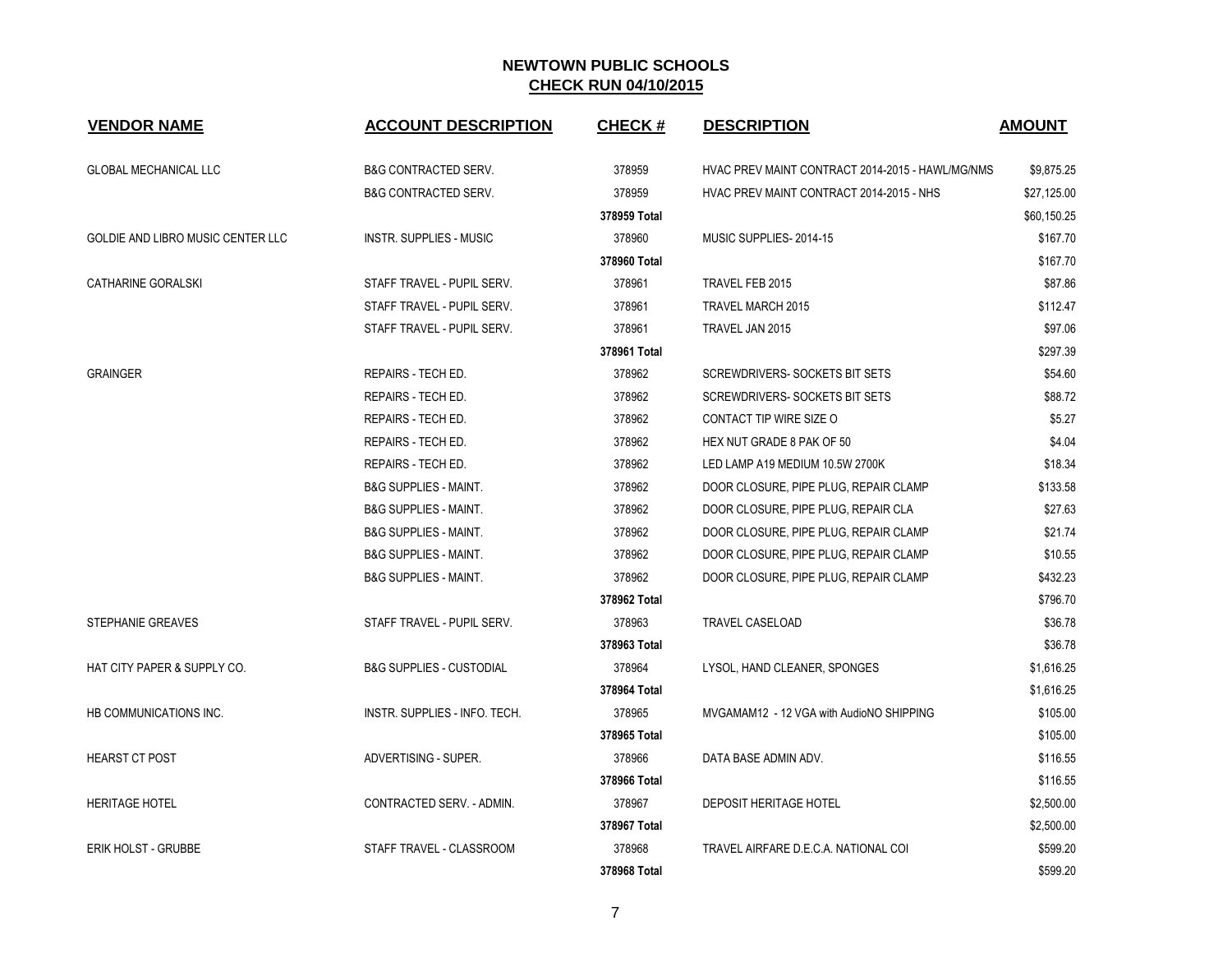## NEWTOWN PUBLIC SCHOOLS
## CHECK RUN 04/10/2015

| VENDOR NAME | ACCOUNT DESCRIPTION | CHECK # | DESCRIPTION | AMOUNT |
|---|---|---|---|---|
| GLOBAL MECHANICAL LLC | B&G CONTRACTED SERV. | 378959 | HVAC PREV MAINT CONTRACT 2014-2015 - HAWL/MG/NMS | $9,875.25 |
| | B&G CONTRACTED SERV. | 378959 | HVAC PREV MAINT CONTRACT 2014-2015 - NHS | $27,125.00 |
| | | 378959 Total | | $60,150.25 |
| GOLDIE AND LIBRO MUSIC CENTER LLC | INSTR. SUPPLIES - MUSIC | 378960 | MUSIC SUPPLIES- 2014-15 | $167.70 |
| | | 378960 Total | | $167.70 |
| CATHARINE GORALSKI | STAFF TRAVEL - PUPIL SERV. | 378961 | TRAVEL FEB 2015 | $87.86 |
| | STAFF TRAVEL - PUPIL SERV. | 378961 | TRAVEL MARCH 2015 | $112.47 |
| | STAFF TRAVEL - PUPIL SERV. | 378961 | TRAVEL JAN 2015 | $97.06 |
| | | 378961 Total | | $297.39 |
| GRAINGER | REPAIRS - TECH ED. | 378962 | SCREWDRIVERS- SOCKETS BIT SETS | $54.60 |
| | REPAIRS - TECH ED. | 378962 | SCREWDRIVERS- SOCKETS BIT SETS | $88.72 |
| | REPAIRS - TECH ED. | 378962 | CONTACT TIP WIRE SIZE O | $5.27 |
| | REPAIRS - TECH ED. | 378962 | HEX NUT GRADE 8 PAK OF 50 | $4.04 |
| | REPAIRS - TECH ED. | 378962 | LED LAMP A19 MEDIUM 10.5W 2700K | $18.34 |
| | B&G SUPPLIES - MAINT. | 378962 | DOOR CLOSURE, PIPE PLUG, REPAIR CLAMP | $133.58 |
| | B&G SUPPLIES - MAINT. | 378962 | DOOR CLOSURE, PIPE PLUG, REPAIR CLA | $27.63 |
| | B&G SUPPLIES - MAINT. | 378962 | DOOR CLOSURE, PIPE PLUG, REPAIR CLAMP | $21.74 |
| | B&G SUPPLIES - MAINT. | 378962 | DOOR CLOSURE, PIPE PLUG, REPAIR CLAMP | $10.55 |
| | B&G SUPPLIES - MAINT. | 378962 | DOOR CLOSURE, PIPE PLUG, REPAIR CLAMP | $432.23 |
| | | 378962 Total | | $796.70 |
| STEPHANIE GREAVES | STAFF TRAVEL - PUPIL SERV. | 378963 | TRAVEL CASELOAD | $36.78 |
| | | 378963 Total | | $36.78 |
| HAT CITY PAPER & SUPPLY CO. | B&G SUPPLIES - CUSTODIAL | 378964 | LYSOL, HAND CLEANER, SPONGES | $1,616.25 |
| | | 378964 Total | | $1,616.25 |
| HB COMMUNICATIONS INC. | INSTR. SUPPLIES - INFO. TECH. | 378965 | MVGAMAM12 - 12 VGA with AudioNO SHIPPING | $105.00 |
| | | 378965 Total | | $105.00 |
| HEARST CT POST | ADVERTISING - SUPER. | 378966 | DATA BASE ADMIN ADV. | $116.55 |
| | | 378966 Total | | $116.55 |
| HERITAGE HOTEL | CONTRACTED SERV. - ADMIN. | 378967 | DEPOSIT HERITAGE HOTEL | $2,500.00 |
| | | 378967 Total | | $2,500.00 |
| ERIK HOLST - GRUBBE | STAFF TRAVEL - CLASSROOM | 378968 | TRAVEL AIRFARE D.E.C.A. NATIONAL COI | $599.20 |
| | | 378968 Total | | $599.20 |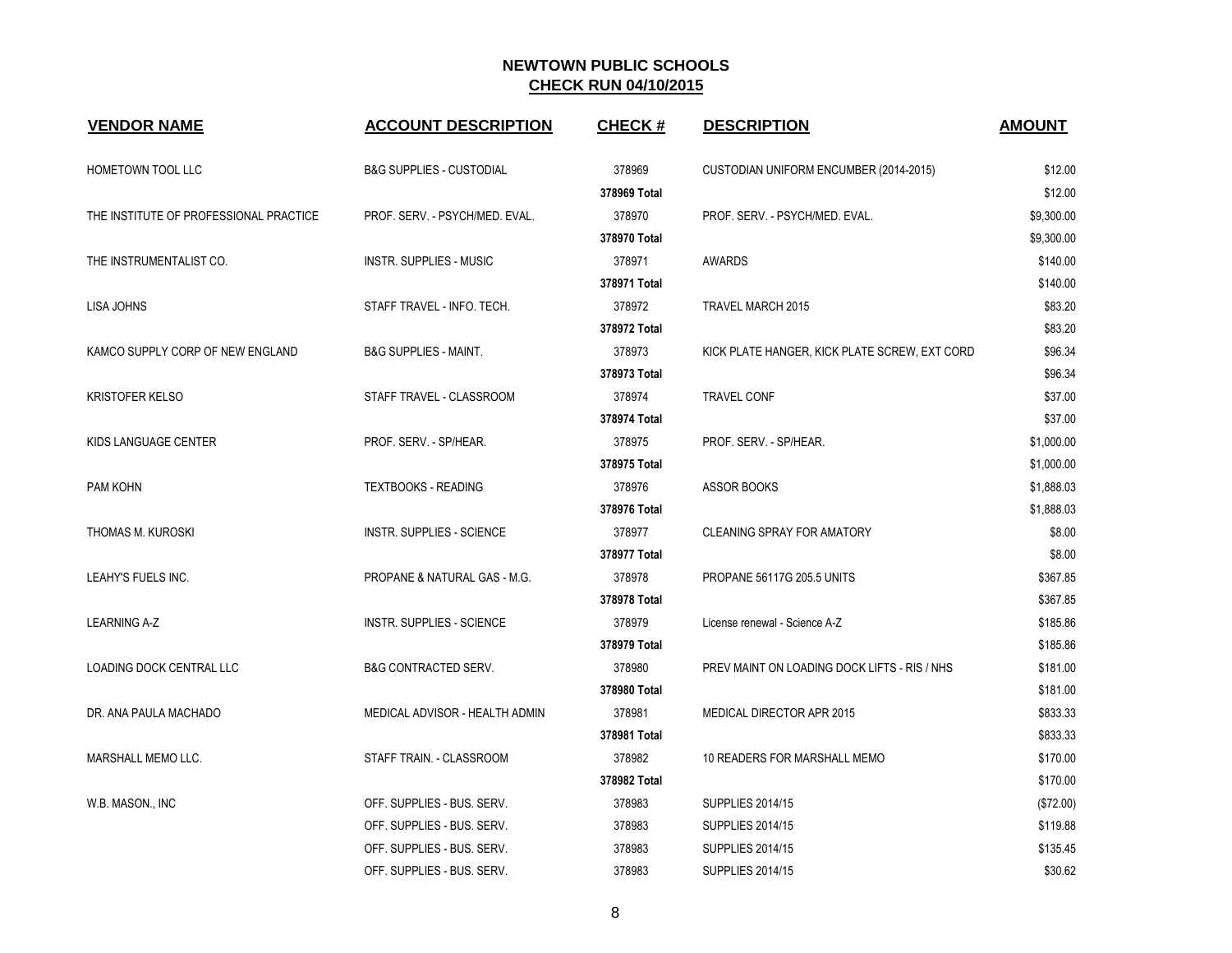# NEWTOWN PUBLIC SCHOOLS

## CHECK RUN 04/10/2015

| VENDOR NAME | ACCOUNT DESCRIPTION | CHECK # | DESCRIPTION | AMOUNT |
|---|---|---|---|---|
| HOMETOWN TOOL LLC | B&G SUPPLIES - CUSTODIAL | 378969 | CUSTODIAN UNIFORM ENCUMBER (2014-2015) | $12.00 |
| | | 378969 Total | | $12.00 |
| THE INSTITUTE OF PROFESSIONAL PRACTICE | PROF. SERV. - PSYCH/MED. EVAL. | 378970 | PROF. SERV. - PSYCH/MED. EVAL. | $9,300.00 |
| | | 378970 Total | | $9,300.00 |
| THE INSTRUMENTALIST CO. | INSTR. SUPPLIES - MUSIC | 378971 | AWARDS | $140.00 |
| | | 378971 Total | | $140.00 |
| LISA JOHNS | STAFF TRAVEL - INFO. TECH. | 378972 | TRAVEL MARCH 2015 | $83.20 |
| | | 378972 Total | | $83.20 |
| KAMCO SUPPLY CORP OF NEW ENGLAND | B&G SUPPLIES - MAINT. | 378973 | KICK PLATE HANGER, KICK PLATE SCREW, EXT CORD | $96.34 |
| | | 378973 Total | | $96.34 |
| KRISTOFER KELSO | STAFF TRAVEL - CLASSROOM | 378974 | TRAVEL CONF | $37.00 |
| | | 378974 Total | | $37.00 |
| KIDS LANGUAGE CENTER | PROF. SERV. - SP/HEAR. | 378975 | PROF. SERV. - SP/HEAR. | $1,000.00 |
| | | 378975 Total | | $1,000.00 |
| PAM KOHN | TEXTBOOKS - READING | 378976 | ASSOR BOOKS | $1,888.03 |
| | | 378976 Total | | $1,888.03 |
| THOMAS M. KUROSKI | INSTR. SUPPLIES - SCIENCE | 378977 | CLEANING SPRAY FOR AMATORY | $8.00 |
| | | 378977 Total | | $8.00 |
| LEAHY'S FUELS INC. | PROPANE & NATURAL GAS - M.G. | 378978 | PROPANE 56117G 205.5 UNITS | $367.85 |
| | | 378978 Total | | $367.85 |
| LEARNING A-Z | INSTR. SUPPLIES - SCIENCE | 378979 | License renewal - Science A-Z | $185.86 |
| | | 378979 Total | | $185.86 |
| LOADING DOCK CENTRAL LLC | B&G CONTRACTED SERV. | 378980 | PREV MAINT ON LOADING DOCK LIFTS - RIS / NHS | $181.00 |
| | | 378980 Total | | $181.00 |
| DR. ANA PAULA MACHADO | MEDICAL ADVISOR - HEALTH ADMIN | 378981 | MEDICAL DIRECTOR APR 2015 | $833.33 |
| | | 378981 Total | | $833.33 |
| MARSHALL MEMO LLC. | STAFF TRAIN. - CLASSROOM | 378982 | 10 READERS FOR MARSHALL MEMO | $170.00 |
| | | 378982 Total | | $170.00 |
| W.B. MASON., INC | OFF. SUPPLIES - BUS. SERV. | 378983 | SUPPLIES 2014/15 | ($72.00) |
| | OFF. SUPPLIES - BUS. SERV. | 378983 | SUPPLIES 2014/15 | $119.88 |
| | OFF. SUPPLIES - BUS. SERV. | 378983 | SUPPLIES 2014/15 | $135.45 |
| | OFF. SUPPLIES - BUS. SERV. | 378983 | SUPPLIES 2014/15 | $30.62 |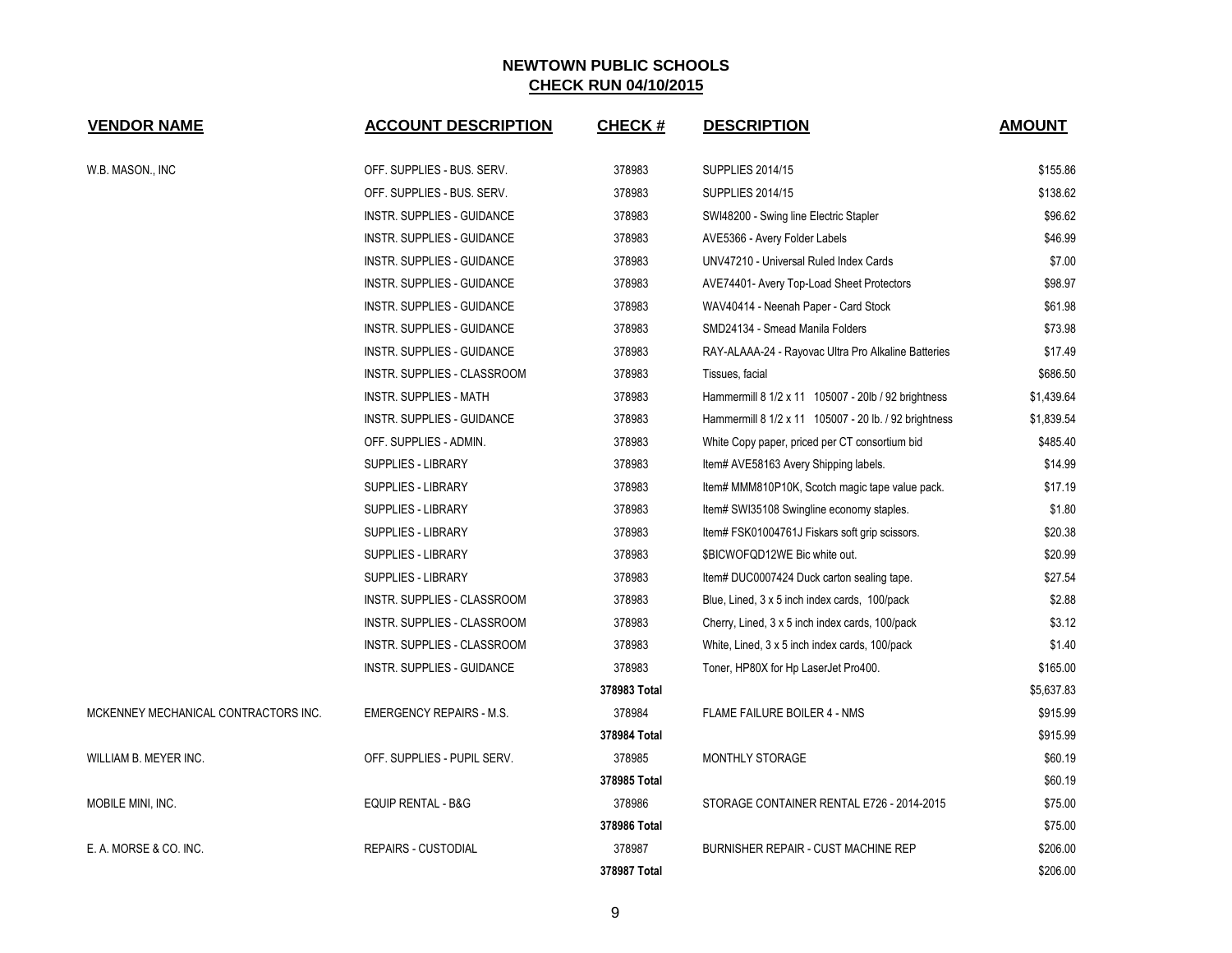## NEWTOWN PUBLIC SCHOOLS
## CHECK RUN 04/10/2015

| VENDOR NAME | ACCOUNT DESCRIPTION | CHECK # | DESCRIPTION | AMOUNT |
|---|---|---|---|---|
| W.B. MASON., INC | OFF. SUPPLIES - BUS. SERV. | 378983 | SUPPLIES 2014/15 | $155.86 |
| | OFF. SUPPLIES - BUS. SERV. | 378983 | SUPPLIES 2014/15 | $138.62 |
| | INSTR. SUPPLIES - GUIDANCE | 378983 | SWI48200 - Swing line Electric Stapler | $96.62 |
| | INSTR. SUPPLIES - GUIDANCE | 378983 | AVE5366 - Avery Folder Labels | $46.99 |
| | INSTR. SUPPLIES - GUIDANCE | 378983 | UNV47210 - Universal Ruled Index Cards | $7.00 |
| | INSTR. SUPPLIES - GUIDANCE | 378983 | AVE74401- Avery Top-Load Sheet Protectors | $98.97 |
| | INSTR. SUPPLIES - GUIDANCE | 378983 | WAV40414 - Neenah Paper - Card Stock | $61.98 |
| | INSTR. SUPPLIES - GUIDANCE | 378983 | SMD24134 - Smead Manila Folders | $73.98 |
| | INSTR. SUPPLIES - GUIDANCE | 378983 | RAY-ALAAA-24 - Rayovac Ultra Pro Alkaline Batteries | $17.49 |
| | INSTR. SUPPLIES - CLASSROOM | 378983 | Tissues, facial | $686.50 |
| | INSTR. SUPPLIES - MATH | 378983 | Hammermill 8 1/2 x 11 105007 - 20lb / 92 brightness | $1,439.64 |
| | INSTR. SUPPLIES - GUIDANCE | 378983 | Hammermill 8 1/2 x 11 105007 - 20 lb. / 92 brightness | $1,839.54 |
| | OFF. SUPPLIES - ADMIN. | 378983 | White Copy paper, priced per CT consortium bid | $485.40 |
| | SUPPLIES - LIBRARY | 378983 | Item# AVE58163 Avery Shipping labels. | $14.99 |
| | SUPPLIES - LIBRARY | 378983 | Item# MMM810P10K, Scotch magic tape value pack. | $17.19 |
| | SUPPLIES - LIBRARY | 378983 | Item# SWI35108 Swingline economy staples. | $1.80 |
| | SUPPLIES - LIBRARY | 378983 | Item# FSK01004761J Fiskars soft grip scissors. | $20.38 |
| | SUPPLIES - LIBRARY | 378983 | $BICWOFQD12WE Bic white out. | $20.99 |
| | SUPPLIES - LIBRARY | 378983 | Item# DUC0007424 Duck carton sealing tape. | $27.54 |
| | INSTR. SUPPLIES - CLASSROOM | 378983 | Blue, Lined, 3 x 5 inch index cards, 100/pack | $2.88 |
| | INSTR. SUPPLIES - CLASSROOM | 378983 | Cherry, Lined, 3 x 5 inch index cards, 100/pack | $3.12 |
| | INSTR. SUPPLIES - CLASSROOM | 378983 | White, Lined, 3 x 5 inch index cards, 100/pack | $1.40 |
| | INSTR. SUPPLIES - GUIDANCE | 378983 | Toner, HP80X for Hp LaserJet Pro400. | $165.00 |
| | | **378983 Total** | | $5,637.83 |
| MCKENNEY MECHANICAL CONTRACTORS INC. | EMERGENCY REPAIRS - M.S. | 378984 | FLAME FAILURE BOILER 4 - NMS | $915.99 |
| | | **378984 Total** | | $915.99 |
| WILLIAM B. MEYER INC. | OFF. SUPPLIES - PUPIL SERV. | 378985 | MONTHLY STORAGE | $60.19 |
| | | **378985 Total** | | $60.19 |
| MOBILE MINI, INC. | EQUIP RENTAL - B&G | 378986 | STORAGE CONTAINER RENTAL E726 - 2014-2015 | $75.00 |
| | | **378986 Total** | | $75.00 |
| E. A. MORSE & CO. INC. | REPAIRS - CUSTODIAL | 378987 | BURNISHER REPAIR - CUST MACHINE REP | $206.00 |
| | | **378987 Total** | | $206.00 |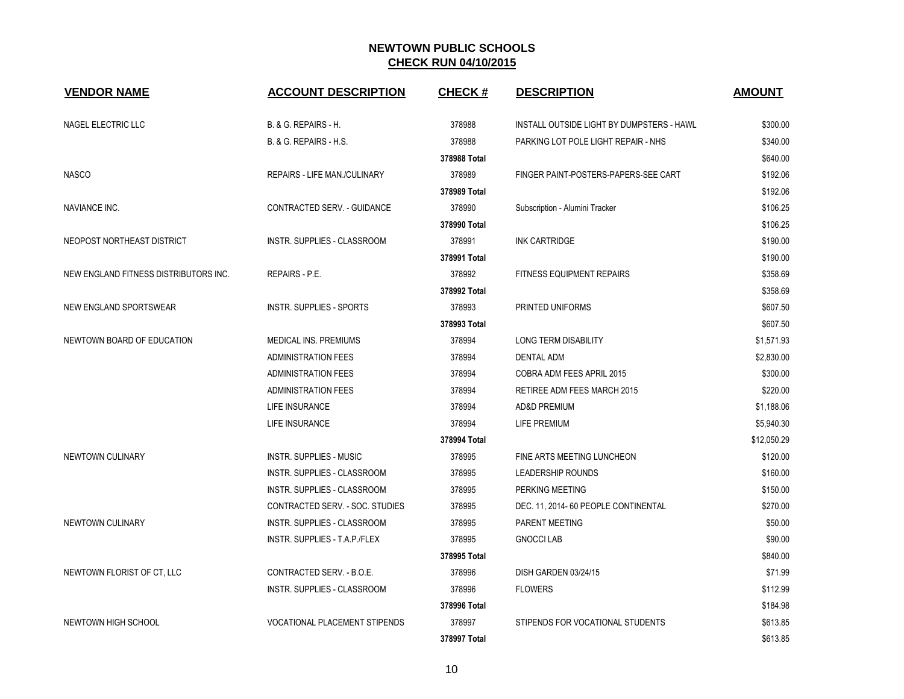## NEWTOWN PUBLIC SCHOOLS
## CHECK RUN 04/10/2015

| VENDOR NAME | ACCOUNT DESCRIPTION | CHECK # | DESCRIPTION | AMOUNT |
|---|---|---|---|---|
| NAGEL ELECTRIC LLC | B. & G. REPAIRS - H. | 378988 | INSTALL OUTSIDE LIGHT BY DUMPSTERS - HAWL | $300.00 |
| | B. & G. REPAIRS - H.S. | 378988 | PARKING LOT POLE LIGHT REPAIR - NHS | $340.00 |
| | | 378988 Total | | $640.00 |
| NASCO | REPAIRS - LIFE MAN./CULINARY | 378989 | FINGER PAINT-POSTERS-PAPERS-SEE CART | $192.06 |
| | | 378989 Total | | $192.06 |
| NAVIANCE INC. | CONTRACTED SERV. - GUIDANCE | 378990 | Subscription - Alumini Tracker | $106.25 |
| | | 378990 Total | | $106.25 |
| NEOPOST NORTHEAST DISTRICT | INSTR. SUPPLIES - CLASSROOM | 378991 | INK CARTRIDGE | $190.00 |
| | | 378991 Total | | $190.00 |
| NEW ENGLAND FITNESS DISTRIBUTORS INC. | REPAIRS - P.E. | 378992 | FITNESS EQUIPMENT REPAIRS | $358.69 |
| | | 378992 Total | | $358.69 |
| NEW ENGLAND SPORTSWEAR | INSTR. SUPPLIES - SPORTS | 378993 | PRINTED UNIFORMS | $607.50 |
| | | 378993 Total | | $607.50 |
| NEWTOWN BOARD OF EDUCATION | MEDICAL INS. PREMIUMS | 378994 | LONG TERM DISABILITY | $1,571.93 |
| | ADMINISTRATION FEES | 378994 | DENTAL ADM | $2,830.00 |
| | ADMINISTRATION FEES | 378994 | COBRA ADM FEES APRIL 2015 | $300.00 |
| | ADMINISTRATION FEES | 378994 | RETIREE ADM FEES MARCH 2015 | $220.00 |
| | LIFE INSURANCE | 378994 | AD&D PREMIUM | $1,188.06 |
| | LIFE INSURANCE | 378994 | LIFE PREMIUM | $5,940.30 |
| | | 378994 Total | | $12,050.29 |
| NEWTOWN CULINARY | INSTR. SUPPLIES - MUSIC | 378995 | FINE ARTS MEETING LUNCHEON | $120.00 |
| | INSTR. SUPPLIES - CLASSROOM | 378995 | LEADERSHIP ROUNDS | $160.00 |
| | INSTR. SUPPLIES - CLASSROOM | 378995 | PERKING MEETING | $150.00 |
| | CONTRACTED SERV. - SOC. STUDIES | 378995 | DEC. 11, 2014- 60 PEOPLE CONTINENTAL | $270.00 |
| NEWTOWN CULINARY | INSTR. SUPPLIES - CLASSROOM | 378995 | PARENT MEETING | $50.00 |
| | INSTR. SUPPLIES - T.A.P./FLEX | 378995 | GNOCCI LAB | $90.00 |
| | | 378995 Total | | $840.00 |
| NEWTOWN FLORIST OF CT, LLC | CONTRACTED SERV. - B.O.E. | 378996 | DISH GARDEN 03/24/15 | $71.99 |
| | INSTR. SUPPLIES - CLASSROOM | 378996 | FLOWERS | $112.99 |
| | | 378996 Total | | $184.98 |
| NEWTOWN HIGH SCHOOL | VOCATIONAL PLACEMENT STIPENDS | 378997 | STIPENDS FOR VOCATIONAL STUDENTS | $613.85 |
| | | 378997 Total | | $613.85 |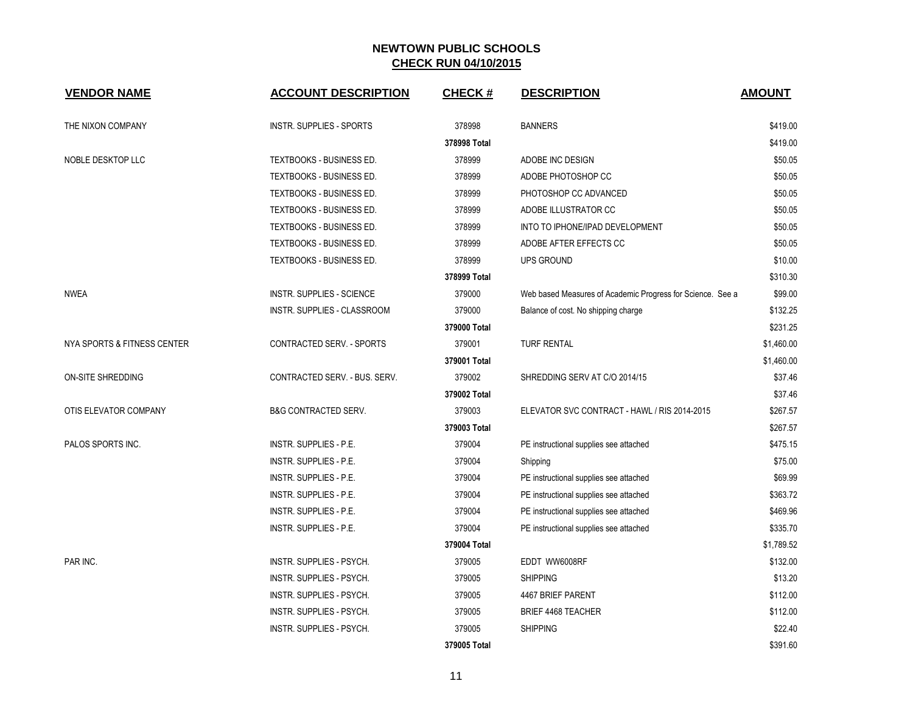# NEWTOWN PUBLIC SCHOOLS
## CHECK RUN 04/10/2015

| VENDOR NAME | ACCOUNT DESCRIPTION | CHECK # | DESCRIPTION | AMOUNT |
|---|---|---|---|---|
| THE NIXON COMPANY | INSTR. SUPPLIES - SPORTS | 378998 | BANNERS | $419.00 |
| | | **378998 Total** | | $419.00 |
| NOBLE DESKTOP LLC | TEXTBOOKS - BUSINESS ED. | 378999 | ADOBE INC DESIGN | $50.05 |
| | TEXTBOOKS - BUSINESS ED. | 378999 | ADOBE PHOTOSHOP CC | $50.05 |
| | TEXTBOOKS - BUSINESS ED. | 378999 | PHOTOSHOP CC ADVANCED | $50.05 |
| | TEXTBOOKS - BUSINESS ED. | 378999 | ADOBE ILLUSTRATOR CC | $50.05 |
| | TEXTBOOKS - BUSINESS ED. | 378999 | INTO TO IPHONE/IPAD DEVELOPMENT | $50.05 |
| | TEXTBOOKS - BUSINESS ED. | 378999 | ADOBE AFTER EFFECTS CC | $50.05 |
| | TEXTBOOKS - BUSINESS ED. | 378999 | UPS GROUND | $10.00 |
| | | **378999 Total** | | $310.30 |
| NWEA | INSTR. SUPPLIES - SCIENCE | 379000 | Web based Measures of Academic Progress for Science. See a | $99.00 |
| | INSTR. SUPPLIES - CLASSROOM | 379000 | Balance of cost. No shipping charge | $132.25 |
| | | **379000 Total** | | $231.25 |
| NYA SPORTS & FITNESS CENTER | CONTRACTED SERV. - SPORTS | 379001 | TURF RENTAL | $1,460.00 |
| | | **379001 Total** | | $1,460.00 |
| ON-SITE SHREDDING | CONTRACTED SERV. - BUS. SERV. | 379002 | SHREDDING SERV AT C/O 2014/15 | $37.46 |
| | | **379002 Total** | | $37.46 |
| OTIS ELEVATOR COMPANY | B&G CONTRACTED SERV. | 379003 | ELEVATOR SVC CONTRACT - HAWL / RIS 2014-2015 | $267.57 |
| | | **379003 Total** | | $267.57 |
| PALOS SPORTS INC. | INSTR. SUPPLIES - P.E. | 379004 | PE instructional supplies see attached | $475.15 |
| | INSTR. SUPPLIES - P.E. | 379004 | Shipping | $75.00 |
| | INSTR. SUPPLIES - P.E. | 379004 | PE instructional supplies see attached | $69.99 |
| | INSTR. SUPPLIES - P.E. | 379004 | PE instructional supplies see attached | $363.72 |
| | INSTR. SUPPLIES - P.E. | 379004 | PE instructional supplies see attached | $469.96 |
| | INSTR. SUPPLIES - P.E. | 379004 | PE instructional supplies see attached | $335.70 |
| | | **379004 Total** | | $1,789.52 |
| PAR INC. | INSTR. SUPPLIES - PSYCH. | 379005 | EDDT WW6008RF | $132.00 |
| | INSTR. SUPPLIES - PSYCH. | 379005 | SHIPPING | $13.20 |
| | INSTR. SUPPLIES - PSYCH. | 379005 | 4467 BRIEF PARENT | $112.00 |
| | INSTR. SUPPLIES - PSYCH. | 379005 | BRIEF 4468 TEACHER | $112.00 |
| | INSTR. SUPPLIES - PSYCH. | 379005 | SHIPPING | $22.40 |
| | | **379005 Total** | | $391.60 |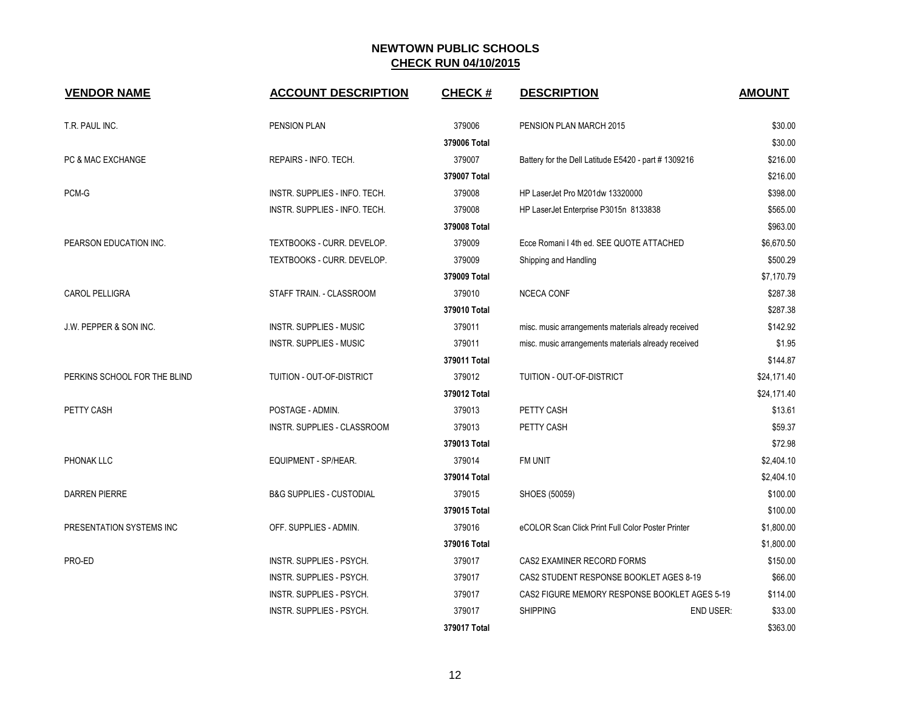## NEWTOWN PUBLIC SCHOOLS
## CHECK RUN 04/10/2015

| VENDOR NAME | ACCOUNT DESCRIPTION | CHECK # | DESCRIPTION | AMOUNT |
|---|---|---|---|---|
| T.R. PAUL INC. | PENSION PLAN | 379006 | PENSION PLAN MARCH 2015 | $30.00 |
| | | 379006 Total | | $30.00 |
| PC & MAC EXCHANGE | REPAIRS - INFO. TECH. | 379007 | Battery for the Dell Latitude E5420 - part # 1309216 | $216.00 |
| | | 379007 Total | | $216.00 |
| PCM-G | INSTR. SUPPLIES - INFO. TECH. | 379008 | HP LaserJet Pro M201dw 13320000 | $398.00 |
| | INSTR. SUPPLIES - INFO. TECH. | 379008 | HP LaserJet Enterprise P3015n 8133838 | $565.00 |
| | | 379008 Total | | $963.00 |
| PEARSON EDUCATION INC. | TEXTBOOKS - CURR. DEVELOP. | 379009 | Ecce Romani I 4th ed. SEE QUOTE ATTACHED | $6,670.50 |
| | TEXTBOOKS - CURR. DEVELOP. | 379009 | Shipping and Handling | $500.29 |
| | | 379009 Total | | $7,170.79 |
| CAROL PELLIGRA | STAFF TRAIN. - CLASSROOM | 379010 | NCECA CONF | $287.38 |
| | | 379010 Total | | $287.38 |
| J.W. PEPPER & SON INC. | INSTR. SUPPLIES - MUSIC | 379011 | misc. music arrangements materials already received | $142.92 |
| | INSTR. SUPPLIES - MUSIC | 379011 | misc. music arrangements materials already received | $1.95 |
| | | 379011 Total | | $144.87 |
| PERKINS SCHOOL FOR THE BLIND | TUITION - OUT-OF-DISTRICT | 379012 | TUITION - OUT-OF-DISTRICT | $24,171.40 |
| | | 379012 Total | | $24,171.40 |
| PETTY CASH | POSTAGE - ADMIN. | 379013 | PETTY CASH | $13.61 |
| | INSTR. SUPPLIES - CLASSROOM | 379013 | PETTY CASH | $59.37 |
| | | 379013 Total | | $72.98 |
| PHONAK LLC | EQUIPMENT - SP/HEAR. | 379014 | FM UNIT | $2,404.10 |
| | | 379014 Total | | $2,404.10 |
| DARREN PIERRE | B&G SUPPLIES - CUSTODIAL | 379015 | SHOES (50059) | $100.00 |
| | | 379015 Total | | $100.00 |
| PRESENTATION SYSTEMS INC | OFF. SUPPLIES - ADMIN. | 379016 | eCOLOR Scan Click Print Full Color Poster Printer | $1,800.00 |
| | | 379016 Total | | $1,800.00 |
| PRO-ED | INSTR. SUPPLIES - PSYCH. | 379017 | CAS2 EXAMINER RECORD FORMS | $150.00 |
| | INSTR. SUPPLIES - PSYCH. | 379017 | CAS2 STUDENT RESPONSE BOOKLET AGES 8-19 | $66.00 |
| | INSTR. SUPPLIES - PSYCH. | 379017 | CAS2 FIGURE MEMORY RESPONSE BOOKLET AGES 5-19 | $114.00 |
| | INSTR. SUPPLIES - PSYCH. | 379017 | SHIPPING END USER: | $33.00 |
| | | 379017 Total | | $363.00 |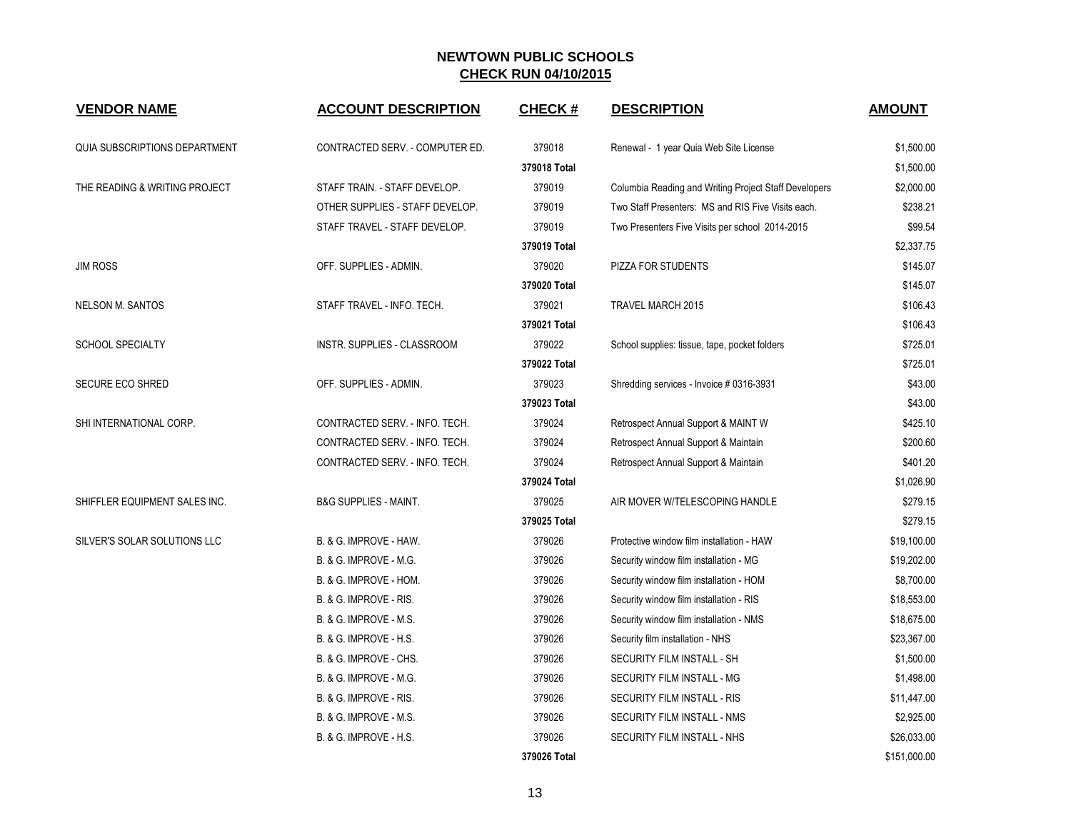# NEWTOWN PUBLIC SCHOOLS

## CHECK RUN 04/10/2015

| VENDOR NAME | ACCOUNT DESCRIPTION | CHECK # | DESCRIPTION | AMOUNT |
|---|---|---|---|---|
| QUIA SUBSCRIPTIONS DEPARTMENT | CONTRACTED SERV. - COMPUTER ED. | 379018 | Renewal - 1 year Quia Web Site License | $1,500.00 |
| | | **379018 Total** | | $1,500.00 |
| THE READING & WRITING PROJECT | STAFF TRAIN. - STAFF DEVELOP. | 379019 | Columbia Reading and Writing Project Staff Developers | $2,000.00 |
| | OTHER SUPPLIES - STAFF DEVELOP. | 379019 | Two Staff Presenters: MS and RIS Five Visits each. | $238.21 |
| | STAFF TRAVEL - STAFF DEVELOP. | 379019 | Two Presenters Five Visits per school 2014-2015 | $99.54 |
| | | **379019 Total** | | $2,337.75 |
| JIM ROSS | OFF. SUPPLIES - ADMIN. | 379020 | PIZZA FOR STUDENTS | $145.07 |
| | | **379020 Total** | | $145.07 |
| NELSON M. SANTOS | STAFF TRAVEL - INFO. TECH. | 379021 | TRAVEL MARCH 2015 | $106.43 |
| | | **379021 Total** | | $106.43 |
| SCHOOL SPECIALTY | INSTR. SUPPLIES - CLASSROOM | 379022 | School supplies: tissue, tape, pocket folders | $725.01 |
| | | **379022 Total** | | $725.01 |
| SECURE ECO SHRED | OFF. SUPPLIES - ADMIN. | 379023 | Shredding services - Invoice # 0316-3931 | $43.00 |
| | | **379023 Total** | | $43.00 |
| SHI INTERNATIONAL CORP. | CONTRACTED SERV. - INFO. TECH. | 379024 | Retrospect Annual Support & MAINT W | $425.10 |
| | CONTRACTED SERV. - INFO. TECH. | 379024 | Retrospect Annual Support & Maintain | $200.60 |
| | CONTRACTED SERV. - INFO. TECH. | 379024 | Retrospect Annual Support & Maintain | $401.20 |
| | | **379024 Total** | | $1,026.90 |
| SHIFFLER EQUIPMENT SALES INC. | B&G SUPPLIES - MAINT. | 379025 | AIR MOVER W/TELESCOPING HANDLE | $279.15 |
| | | **379025 Total** | | $279.15 |
| SILVER'S SOLAR SOLUTIONS LLC | B. & G. IMPROVE - HAW. | 379026 | Protective window film installation - HAW | $19,100.00 |
| | B. & G. IMPROVE - M.G. | 379026 | Security window film installation - MG | $19,202.00 |
| | B. & G. IMPROVE - HOM. | 379026 | Security window film installation - HOM | $8,700.00 |
| | B. & G. IMPROVE - RIS. | 379026 | Security window film installation - RIS | $18,553.00 |
| | B. & G. IMPROVE - M.S. | 379026 | Security window film installation - NMS | $18,675.00 |
| | B. & G. IMPROVE - H.S. | 379026 | Security film installation - NHS | $23,367.00 |
| | B. & G. IMPROVE - CHS. | 379026 | SECURITY FILM INSTALL - SH | $1,500.00 |
| | B. & G. IMPROVE - M.G. | 379026 | SECURITY FILM INSTALL - MG | $1,498.00 |
| | B. & G. IMPROVE - RIS. | 379026 | SECURITY FILM INSTALL - RIS | $11,447.00 |
| | B. & G. IMPROVE - M.S. | 379026 | SECURITY FILM INSTALL - NMS | $2,925.00 |
| | B. & G. IMPROVE - H.S. | 379026 | SECURITY FILM INSTALL - NHS | $26,033.00 |
| | | **379026 Total** | | $151,000.00 |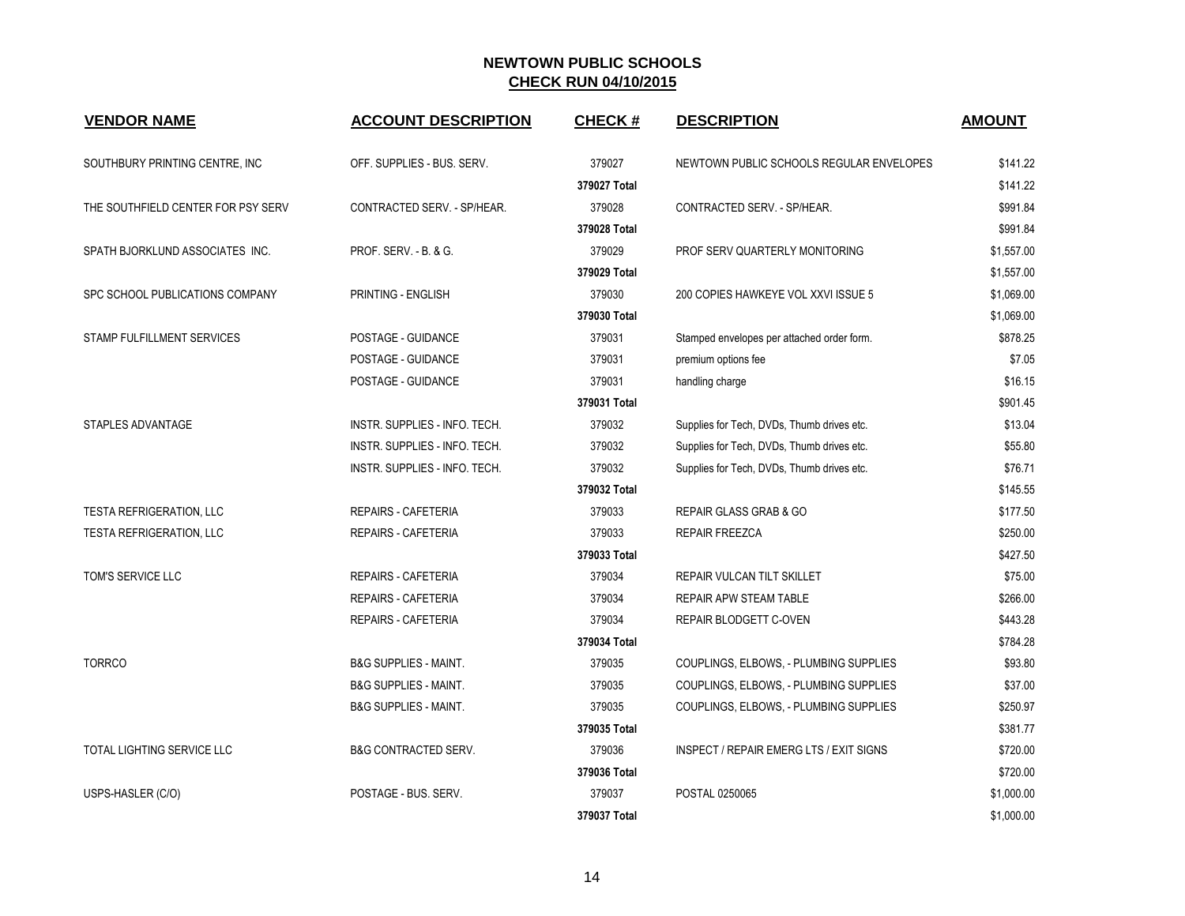# NEWTOWN PUBLIC SCHOOLS

## CHECK RUN 04/10/2015

| VENDOR NAME | ACCOUNT DESCRIPTION | CHECK # | DESCRIPTION | AMOUNT |
|---|---|---|---|---|
| SOUTHBURY PRINTING CENTRE, INC | OFF. SUPPLIES - BUS. SERV. | 379027 | NEWTOWN PUBLIC SCHOOLS REGULAR ENVELOPES | $141.22 |
| | | **379027 Total** | | $141.22 |
| THE SOUTHFIELD CENTER FOR PSY SERV | CONTRACTED SERV. - SP/HEAR. | 379028 | CONTRACTED SERV. - SP/HEAR. | $991.84 |
| | | **379028 Total** | | $991.84 |
| SPATH BJORKLUND ASSOCIATES INC. | PROF. SERV. - B. & G. | 379029 | PROF SERV QUARTERLY MONITORING | $1,557.00 |
| | | **379029 Total** | | $1,557.00 |
| SPC SCHOOL PUBLICATIONS COMPANY | PRINTING - ENGLISH | 379030 | 200 COPIES HAWKEYE VOL XXVI ISSUE 5 | $1,069.00 |
| | | **379030 Total** | | $1,069.00 |
| STAMP FULFILLMENT SERVICES | POSTAGE - GUIDANCE | 379031 | Stamped envelopes per attached order form. | $878.25 |
| | POSTAGE - GUIDANCE | 379031 | premium options fee | $7.05 |
| | POSTAGE - GUIDANCE | 379031 | handling charge | $16.15 |
| | | **379031 Total** | | $901.45 |
| STAPLES ADVANTAGE | INSTR. SUPPLIES - INFO. TECH. | 379032 | Supplies for Tech, DVDs, Thumb drives etc. | $13.04 |
| | INSTR. SUPPLIES - INFO. TECH. | 379032 | Supplies for Tech, DVDs, Thumb drives etc. | $55.80 |
| | INSTR. SUPPLIES - INFO. TECH. | 379032 | Supplies for Tech, DVDs, Thumb drives etc. | $76.71 |
| | | **379032 Total** | | $145.55 |
| TESTA REFRIGERATION, LLC | REPAIRS - CAFETERIA | 379033 | REPAIR GLASS GRAB & GO | $177.50 |
| TESTA REFRIGERATION, LLC | REPAIRS - CAFETERIA | 379033 | REPAIR FREEZCA | $250.00 |
| | | **379033 Total** | | $427.50 |
| TOM'S SERVICE LLC | REPAIRS - CAFETERIA | 379034 | REPAIR VULCAN TILT SKILLET | $75.00 |
| | REPAIRS - CAFETERIA | 379034 | REPAIR APW STEAM TABLE | $266.00 |
| | REPAIRS - CAFETERIA | 379034 | REPAIR BLODGETT C-OVEN | $443.28 |
| | | **379034 Total** | | $784.28 |
| TORRCO | B&G SUPPLIES - MAINT. | 379035 | COUPLINGS, ELBOWS, - PLUMBING SUPPLIES | $93.80 |
| | B&G SUPPLIES - MAINT. | 379035 | COUPLINGS, ELBOWS, - PLUMBING SUPPLIES | $37.00 |
| | B&G SUPPLIES - MAINT. | 379035 | COUPLINGS, ELBOWS, - PLUMBING SUPPLIES | $250.97 |
| | | **379035 Total** | | $381.77 |
| TOTAL LIGHTING SERVICE LLC | B&G CONTRACTED SERV. | 379036 | INSPECT / REPAIR EMERG LTS / EXIT SIGNS | $720.00 |
| | | **379036 Total** | | $720.00 |
| USPS-HASLER (C/O) | POSTAGE - BUS. SERV. | 379037 | POSTAL 0250065 | $1,000.00 |
| | | **379037 Total** | | $1,000.00 |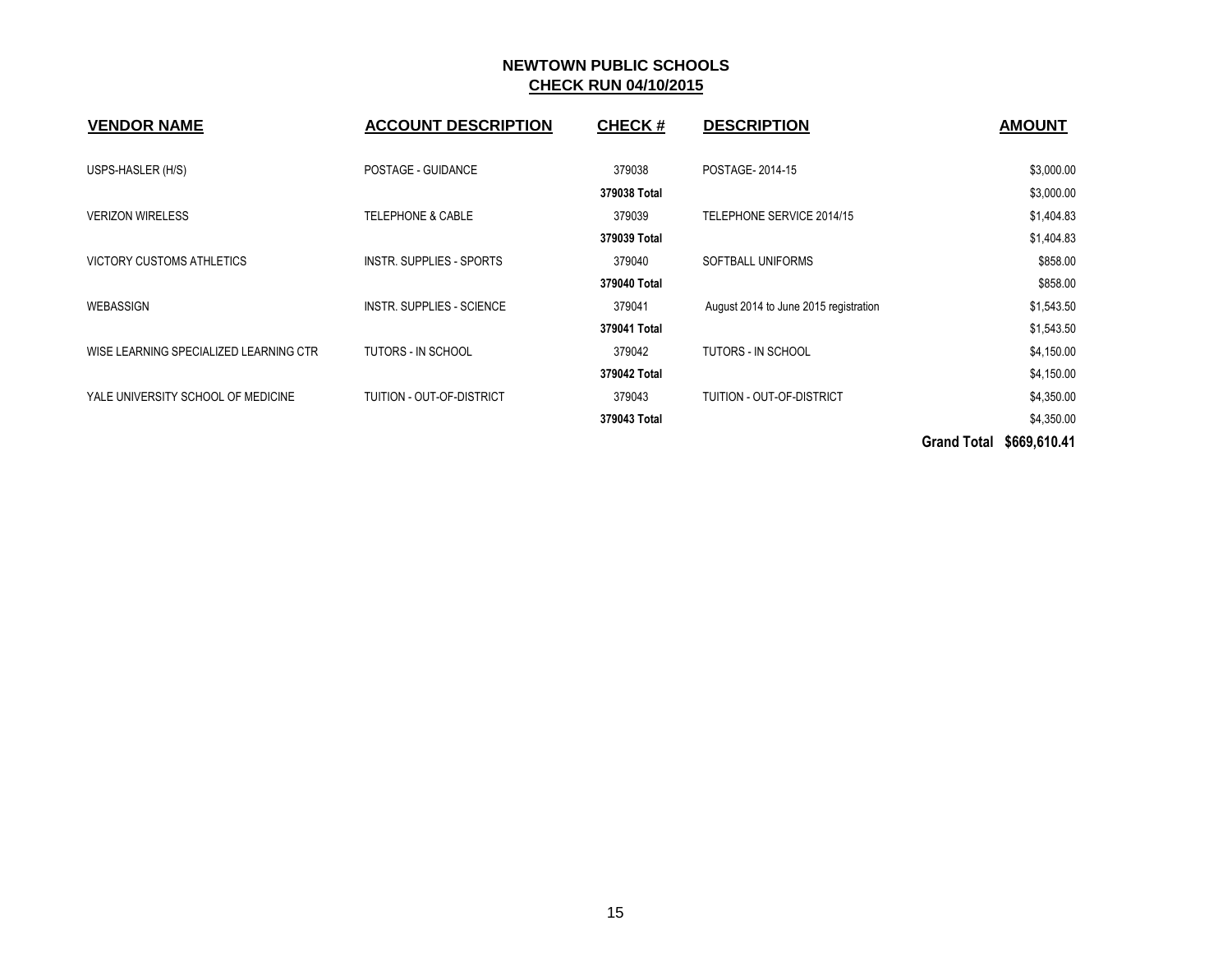**NEWTOWN PUBLIC SCHOOLS**

**CHECK RUN 04/10/2015**

| VENDOR NAME | ACCOUNT DESCRIPTION | CHECK # | DESCRIPTION | AMOUNT |
|---|---|---|---|---|
| USPS-HASLER (H/S) | POSTAGE - GUIDANCE | 379038 | POSTAGE- 2014-15 | $3,000.00 |
| | | **379038 Total** | | $3,000.00 |
| VERIZON WIRELESS | TELEPHONE & CABLE | 379039 | TELEPHONE SERVICE 2014/15 | $1,404.83 |
| | | **379039 Total** | | $1,404.83 |
| VICTORY CUSTOMS ATHLETICS | INSTR. SUPPLIES - SPORTS | 379040 | SOFTBALL UNIFORMS | $858.00 |
| | | **379040 Total** | | $858.00 |
| WEBASSIGN | INSTR. SUPPLIES - SCIENCE | 379041 | August 2014 to June 2015 registration | $1,543.50 |
| | | **379041 Total** | | $1,543.50 |
| WISE LEARNING SPECIALIZED LEARNING CTR | TUTORS - IN SCHOOL | 379042 | TUTORS - IN SCHOOL | $4,150.00 |
| | | **379042 Total** | | $4,150.00 |
| YALE UNIVERSITY SCHOOL OF MEDICINE | TUITION - OUT-OF-DISTRICT | 379043 | TUITION - OUT-OF-DISTRICT | $4,350.00 |
| | | **379043 Total** | | $4,350.00 |
| | | | **Grand Total** | **$669,610.41** |